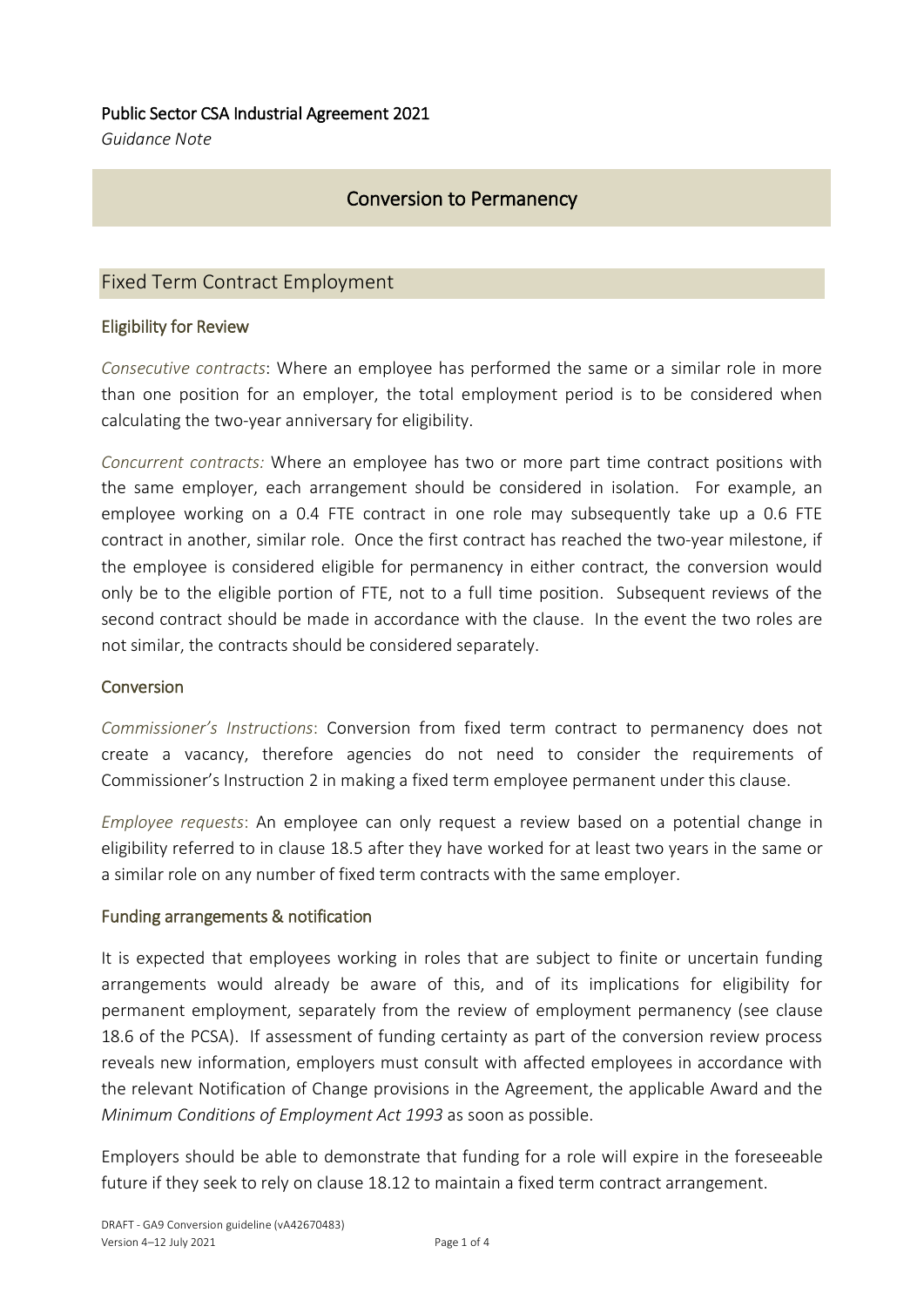Public Sector CSA Industrial Agreement 2021

*Guidance Note*

# Conversion to Permanency

## Fixed Term Contract Employment

### Eligibility for Review

*Consecutive contracts*: Where an employee has performed the same or a similar role in more than one position for an employer, the total employment period is to be considered when calculating the two-year anniversary for eligibility.

*Concurrent contracts:* Where an employee has two or more part time contract positions with the same employer, each arrangement should be considered in isolation. For example, an employee working on a 0.4 FTE contract in one role may subsequently take up a 0.6 FTE contract in another, similar role. Once the first contract has reached the two-year milestone, if the employee is considered eligible for permanency in either contract, the conversion would only be to the eligible portion of FTE, not to a full time position. Subsequent reviews of the second contract should be made in accordance with the clause. In the event the two roles are not similar, the contracts should be considered separately.

### Conversion

*Commissioner's Instructions*: Conversion from fixed term contract to permanency does not create a vacancy, therefore agencies do not need to consider the requirements of Commissioner's Instruction 2 in making a fixed term employee permanent under this clause.

*Employee requests*: An employee can only request a review based on a potential change in eligibility referred to in clause 18.5 after they have worked for at least two years in the same or a similar role on any number of fixed term contracts with the same employer.

### Funding arrangements & notification

It is expected that employees working in roles that are subject to finite or uncertain funding arrangements would already be aware of this, and of its implications for eligibility for permanent employment, separately from the review of employment permanency (see clause 18.6 of the PCSA). If assessment of funding certainty as part of the conversion review process reveals new information, employers must consult with affected employees in accordance with the relevant Notification of Change provisions in the Agreement, the applicable Award and the *Minimum Conditions of Employment Act 1993* as soon as possible.

Employers should be able to demonstrate that funding for a role will expire in the foreseeable future if they seek to rely on clause 18.12 to maintain a fixed term contract arrangement.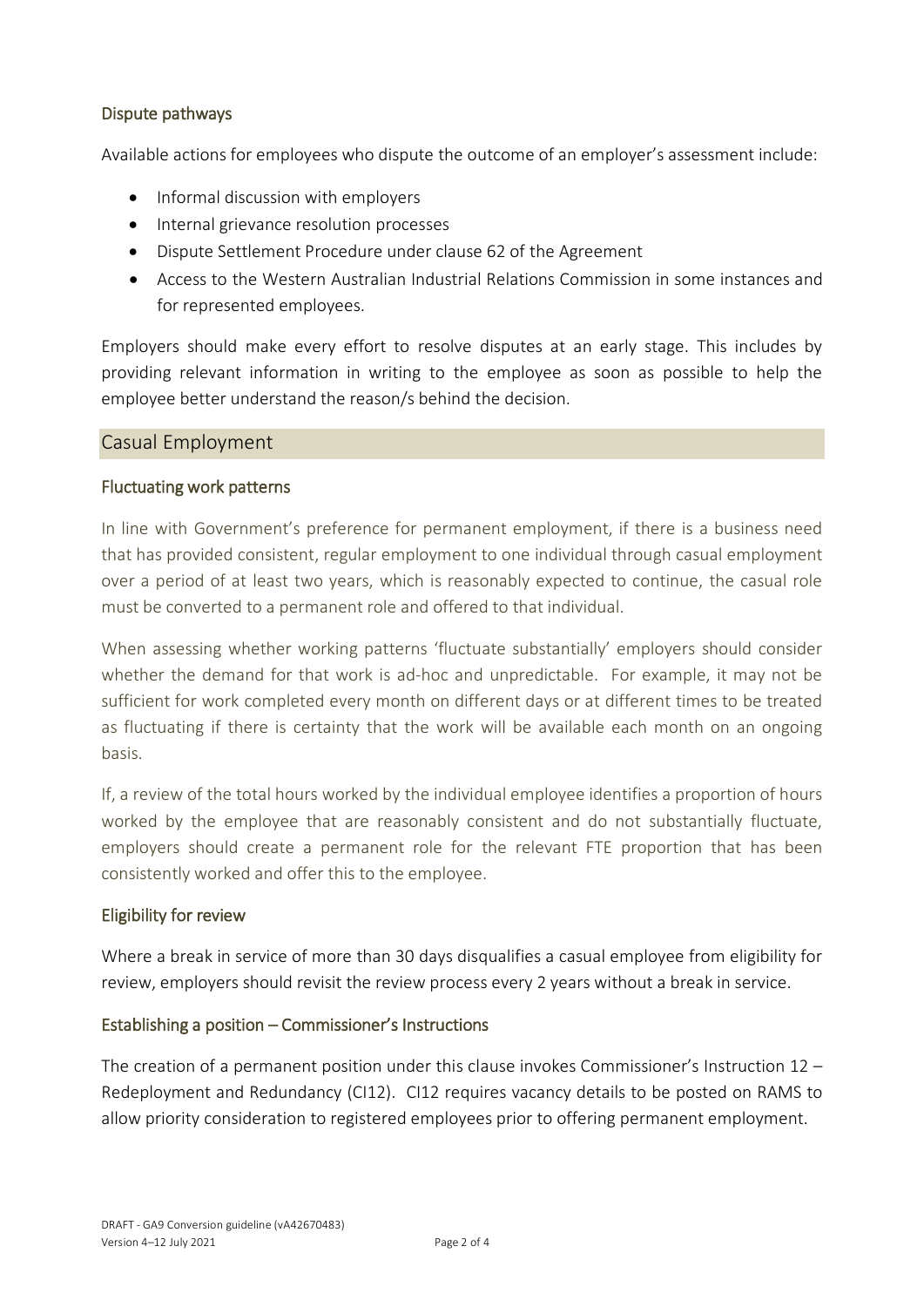### Dispute pathways

Available actions for employees who dispute the outcome of an employer's assessment include:

- Informal discussion with employers
- Internal grievance resolution processes
- Dispute Settlement Procedure under clause 62 of the Agreement
- Access to the Western Australian Industrial Relations Commission in some instances and for represented employees.

Employers should make every effort to resolve disputes at an early stage. This includes by providing relevant information in writing to the employee as soon as possible to help the employee better understand the reason/s behind the decision.

## Casual Employment

### Fluctuating work patterns

In line with Government's preference for permanent employment, if there is a business need that has provided consistent, regular employment to one individual through casual employment over a period of at least two years, which is reasonably expected to continue, the casual role must be converted to a permanent role and offered to that individual.

When assessing whether working patterns 'fluctuate substantially' employers should consider whether the demand for that work is ad-hoc and unpredictable. For example, it may not be sufficient for work completed every month on different days or at different times to be treated as fluctuating if there is certainty that the work will be available each month on an ongoing basis.

If, a review of the total hours worked by the individual employee identifies a proportion of hours worked by the employee that are reasonably consistent and do not substantially fluctuate, employers should create a permanent role for the relevant FTE proportion that has been consistently worked and offer this to the employee.

### Eligibility for review

Where a break in service of more than 30 days disqualifies a casual employee from eligibility for review, employers should revisit the review process every 2 years without a break in service.

### Establishing a position – Commissioner's Instructions

The creation of a permanent position under this clause invokes Commissioner's Instruction 12 – Redeployment and Redundancy (CI12). CI12 requires vacancy details to be posted on RAMS to allow priority consideration to registered employees prior to offering permanent employment.

DRAFT - GA9 Conversion guideline (vA42670483)
Version 4–12 July 2021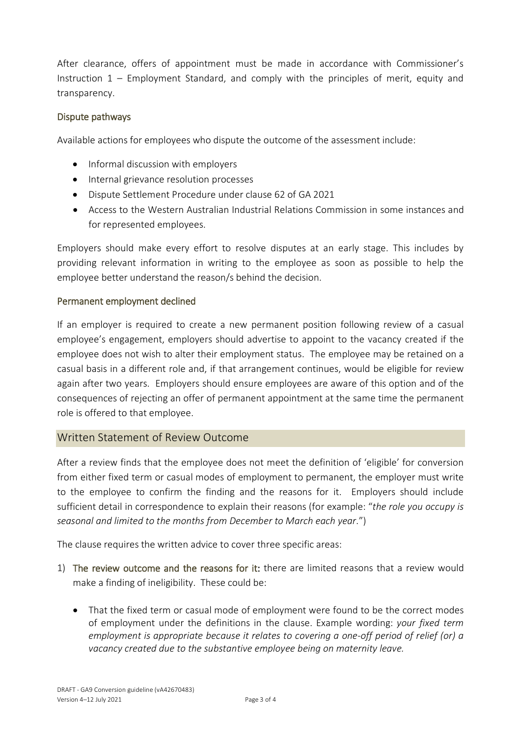After clearance, offers of appointment must be made in accordance with Commissioner's Instruction 1 – Employment Standard, and comply with the principles of merit, equity and transparency.

### Dispute pathways

Available actions for employees who dispute the outcome of the assessment include:

- Informal discussion with employers
- Internal grievance resolution processes
- Dispute Settlement Procedure under clause 62 of GA 2021
- Access to the Western Australian Industrial Relations Commission in some instances and for represented employees.

Employers should make every effort to resolve disputes at an early stage. This includes by providing relevant information in writing to the employee as soon as possible to help the employee better understand the reason/s behind the decision.

### Permanent employment declined

If an employer is required to create a new permanent position following review of a casual employee's engagement, employers should advertise to appoint to the vacancy created if the employee does not wish to alter their employment status. The employee may be retained on a casual basis in a different role and, if that arrangement continues, would be eligible for review again after two years. Employers should ensure employees are aware of this option and of the consequences of rejecting an offer of permanent appointment at the same time the permanent role is offered to that employee.

## Written Statement of Review Outcome

After a review finds that the employee does not meet the definition of 'eligible' for conversion from either fixed term or casual modes of employment to permanent, the employer must write to the employee to confirm the finding and the reasons for it. Employers should include sufficient detail in correspondence to explain their reasons (for example: "*the role you occupy is seasonal and limited to the months from December to March each year*.")

The clause requires the written advice to cover three specific areas:

1) **The review outcome and the reasons for it:** there are limited reasons that a review would make a finding of ineligibility. These could be:

   - That the fixed term or casual mode of employment were found to be the correct modes of employment under the definitions in the clause. Example wording: *your fixed term employment is appropriate because it relates to covering a one-off period of relief (or) a vacancy created due to the substantive employee being on maternity leave.*

DRAFT - GA9 Conversion guideline (vA42670483)
Version 4–12 July 2021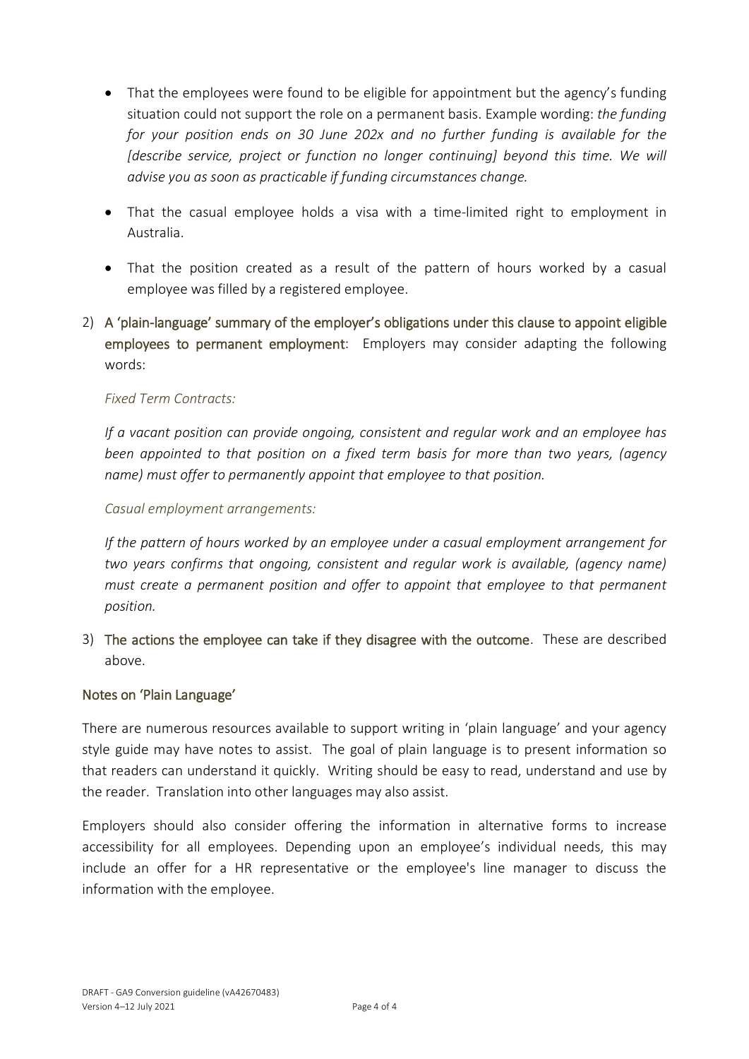- That the employees were found to be eligible for appointment but the agency's funding situation could not support the role on a permanent basis. Example wording: *the funding for your position ends on 30 June 202x and no further funding is available for the [describe service, project or function no longer continuing] beyond this time. We will advise you as soon as practicable if funding circumstances change.*
- That the casual employee holds a visa with a time-limited right to employment in Australia.
- That the position created as a result of the pattern of hours worked by a casual employee was filled by a registered employee.

2) **A 'plain-language' summary of the employer's obligations under this clause to appoint eligible employees to permanent employment**: Employers may consider adapting the following words:

   *Fixed Term Contracts:*

   *If a vacant position can provide ongoing, consistent and regular work and an employee has been appointed to that position on a fixed term basis for more than two years, (agency name) must offer to permanently appoint that employee to that position.*

   *Casual employment arrangements:*

   *If the pattern of hours worked by an employee under a casual employment arrangement for two years confirms that ongoing, consistent and regular work is available, (agency name) must create a permanent position and offer to appoint that employee to that permanent position.*

3) **The actions the employee can take if they disagree with the outcome**. These are described above.

## Notes on 'Plain Language'

There are numerous resources available to support writing in 'plain language' and your agency style guide may have notes to assist. The goal of plain language is to present information so that readers can understand it quickly. Writing should be easy to read, understand and use by the reader. Translation into other languages may also assist.

Employers should also consider offering the information in alternative forms to increase accessibility for all employees. Depending upon an employee's individual needs, this may include an offer for a HR representative or the employee's line manager to discuss the information with the employee.